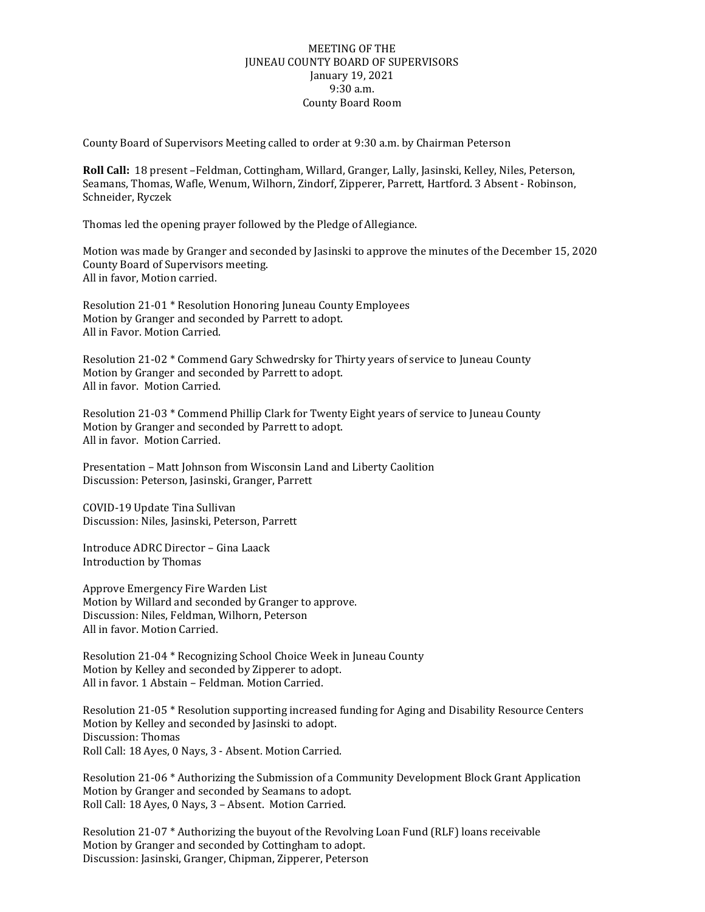MEETING OF THE
JUNEAU COUNTY BOARD OF SUPERVISORS
January 19, 2021
9:30 a.m.
County Board Room

County Board of Supervisors Meeting called to order at 9:30 a.m. by Chairman Peterson

**Roll Call:** 18 present –Feldman, Cottingham, Willard, Granger, Lally, Jasinski, Kelley, Niles, Peterson, Seamans, Thomas, Wafle, Wenum, Wilhorn, Zindorf, Zipperer, Parrett, Hartford. 3 Absent - Robinson, Schneider, Ryczek

Thomas led the opening prayer followed by the Pledge of Allegiance.

Motion was made by Granger and seconded by Jasinski to approve the minutes of the December 15, 2020 County Board of Supervisors meeting.
All in favor, Motion carried.

Resolution 21-01 * Resolution Honoring Juneau County Employees
Motion by Granger and seconded by Parrett to adopt.
All in Favor. Motion Carried.

Resolution 21-02 * Commend Gary Schwedrsky for Thirty years of service to Juneau County
Motion by Granger and seconded by Parrett to adopt.
All in favor. Motion Carried.

Resolution 21-03 * Commend Phillip Clark for Twenty Eight years of service to Juneau County
Motion by Granger and seconded by Parrett to adopt.
All in favor. Motion Carried.

Presentation – Matt Johnson from Wisconsin Land and Liberty Caolition
Discussion: Peterson, Jasinski, Granger, Parrett

COVID-19 Update Tina Sullivan
Discussion: Niles, Jasinski, Peterson, Parrett

Introduce ADRC Director – Gina Laack
Introduction by Thomas

Approve Emergency Fire Warden List
Motion by Willard and seconded by Granger to approve.
Discussion: Niles, Feldman, Wilhorn, Peterson
All in favor. Motion Carried.

Resolution 21-04 * Recognizing School Choice Week in Juneau County
Motion by Kelley and seconded by Zipperer to adopt.
All in favor. 1 Abstain – Feldman. Motion Carried.

Resolution 21-05 * Resolution supporting increased funding for Aging and Disability Resource Centers
Motion by Kelley and seconded by Jasinski to adopt.
Discussion: Thomas
Roll Call: 18 Ayes, 0 Nays, 3 - Absent. Motion Carried.

Resolution 21-06 * Authorizing the Submission of a Community Development Block Grant Application
Motion by Granger and seconded by Seamans to adopt.
Roll Call: 18 Ayes, 0 Nays, 3 – Absent. Motion Carried.

Resolution 21-07 * Authorizing the buyout of the Revolving Loan Fund (RLF) loans receivable
Motion by Granger and seconded by Cottingham to adopt.
Discussion: Jasinski, Granger, Chipman, Zipperer, Peterson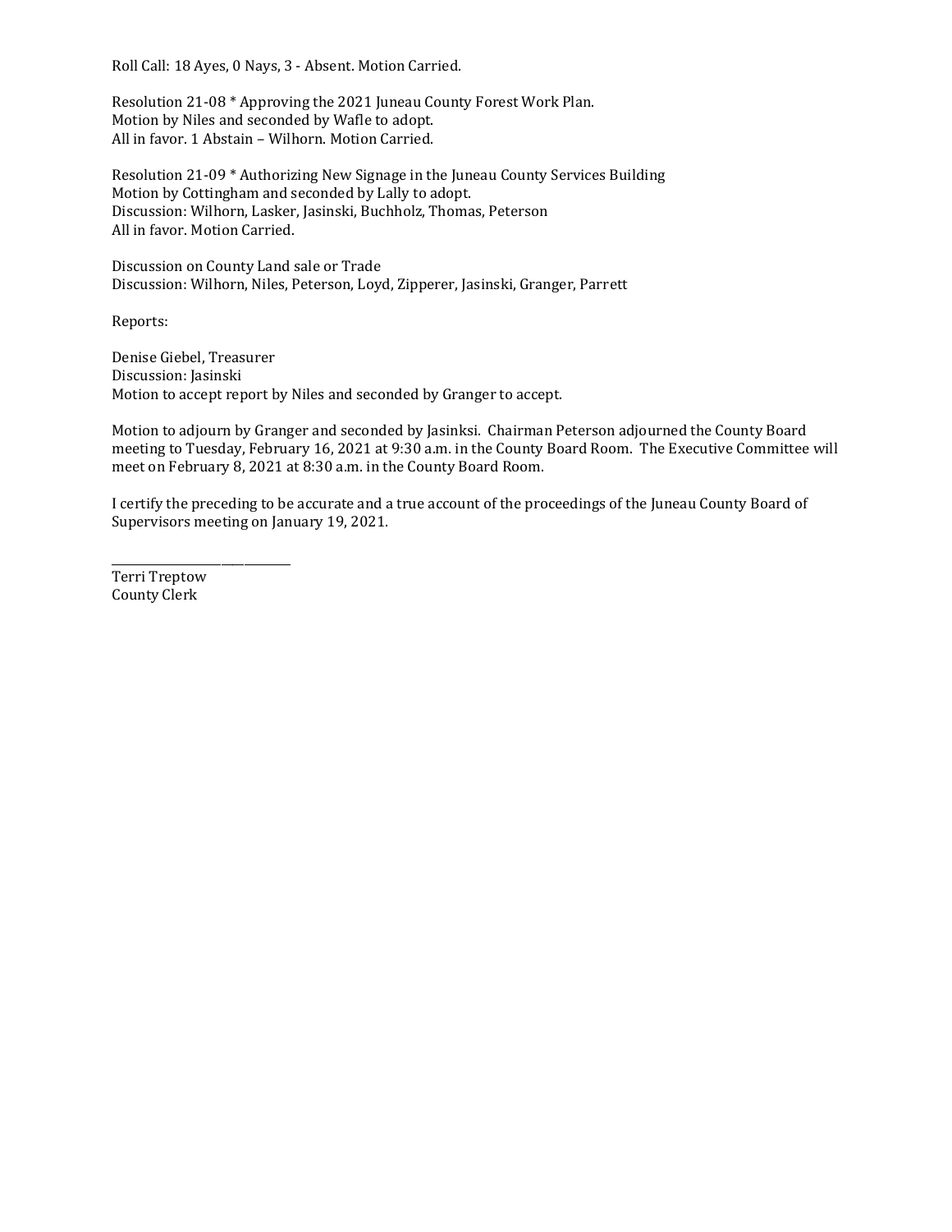Roll Call: 18 Ayes, 0 Nays, 3 - Absent. Motion Carried.

Resolution 21-08 * Approving the 2021 Juneau County Forest Work Plan.
Motion by Niles and seconded by Wafle to adopt.
All in favor. 1 Abstain – Wilhorn. Motion Carried.

Resolution 21-09 * Authorizing New Signage in the Juneau County Services Building
Motion by Cottingham and seconded by Lally to adopt.
Discussion: Wilhorn, Lasker, Jasinski, Buchholz, Thomas, Peterson
All in favor. Motion Carried.

Discussion on County Land sale or Trade
Discussion: Wilhorn, Niles, Peterson, Loyd, Zipperer, Jasinski, Granger, Parrett

Reports:

Denise Giebel, Treasurer
Discussion: Jasinski
Motion to accept report by Niles and seconded by Granger to accept.

Motion to adjourn by Granger and seconded by Jasinksi. Chairman Peterson adjourned the County Board meeting to Tuesday, February 16, 2021 at 9:30 a.m. in the County Board Room. The Executive Committee will meet on February 8, 2021 at 8:30 a.m. in the County Board Room.

I certify the preceding to be accurate and a true account of the proceedings of the Juneau County Board of Supervisors meeting on January 19, 2021.

______________________________
Terri Treptow
County Clerk